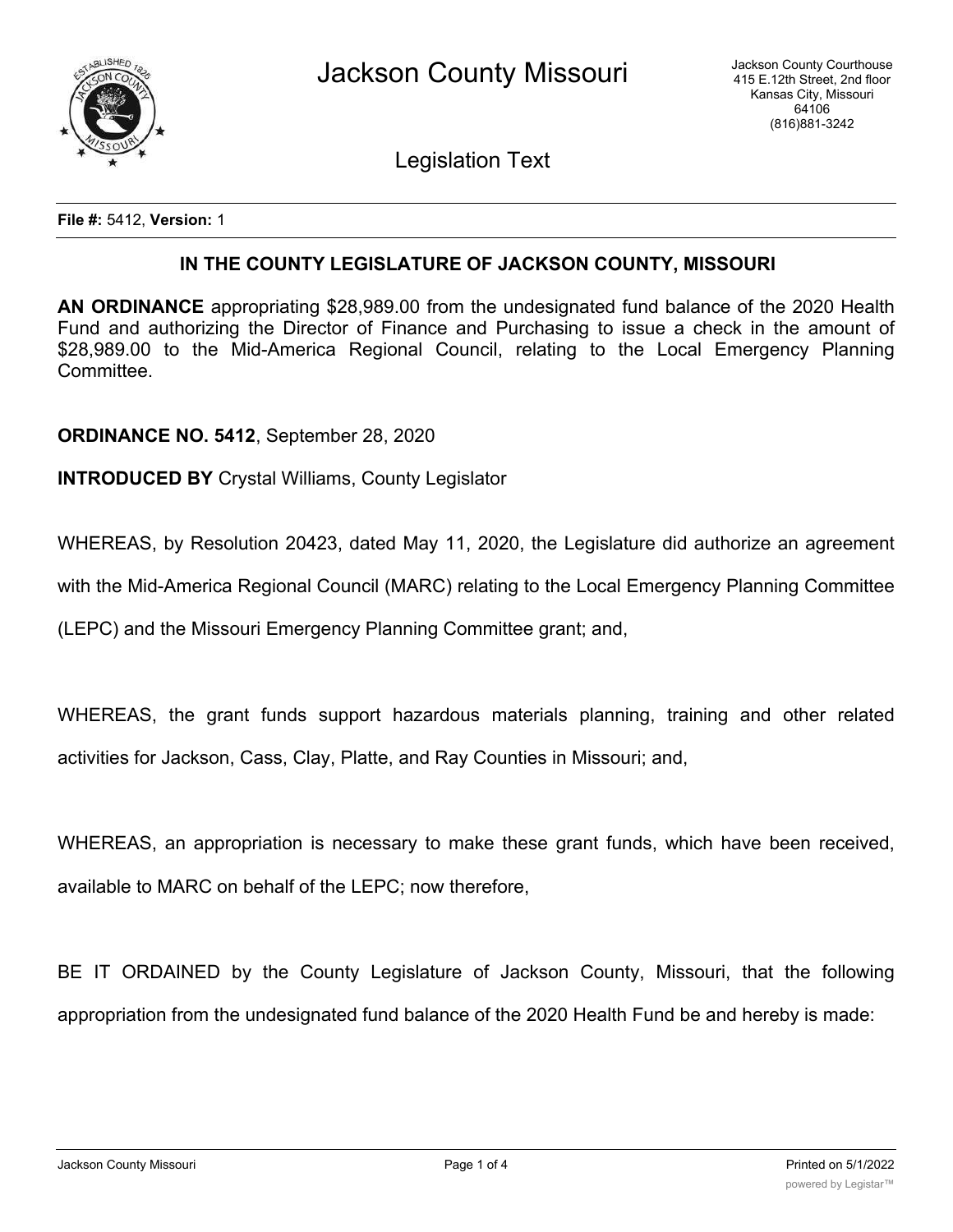File #: 5412, **Version:** 1

## IN THE COUNTY LEGISLATURE OF JACKSON COUNTY, MISSOURI

**AN ORDINANCE** appropriating $28,989.00 from the undesignated fund balance of the 2020 Health Fund and authorizing the Director of Finance and Purchasing to issue a check in the amount of $28,989.00 to the Mid-America Regional Council, relating to the Local Emergency Planning Committee.

**ORDINANCE NO. 5412**, September 28, 2020

**INTRODUCED BY** Crystal Williams, County Legislator

WHEREAS, by Resolution 20423, dated May 11, 2020, the Legislature did authorize an agreement with the Mid-America Regional Council (MARC) relating to the Local Emergency Planning Committee (LEPC) and the Missouri Emergency Planning Committee grant; and,

WHEREAS, the grant funds support hazardous materials planning, training and other related activities for Jackson, Cass, Clay, Platte, and Ray Counties in Missouri; and,

WHEREAS, an appropriation is necessary to make these grant funds, which have been received, available to MARC on behalf of the LEPC; now therefore,

BE IT ORDAINED by the County Legislature of Jackson County, Missouri, that the following appropriation from the undesignated fund balance of the 2020 Health Fund be and hereby is made: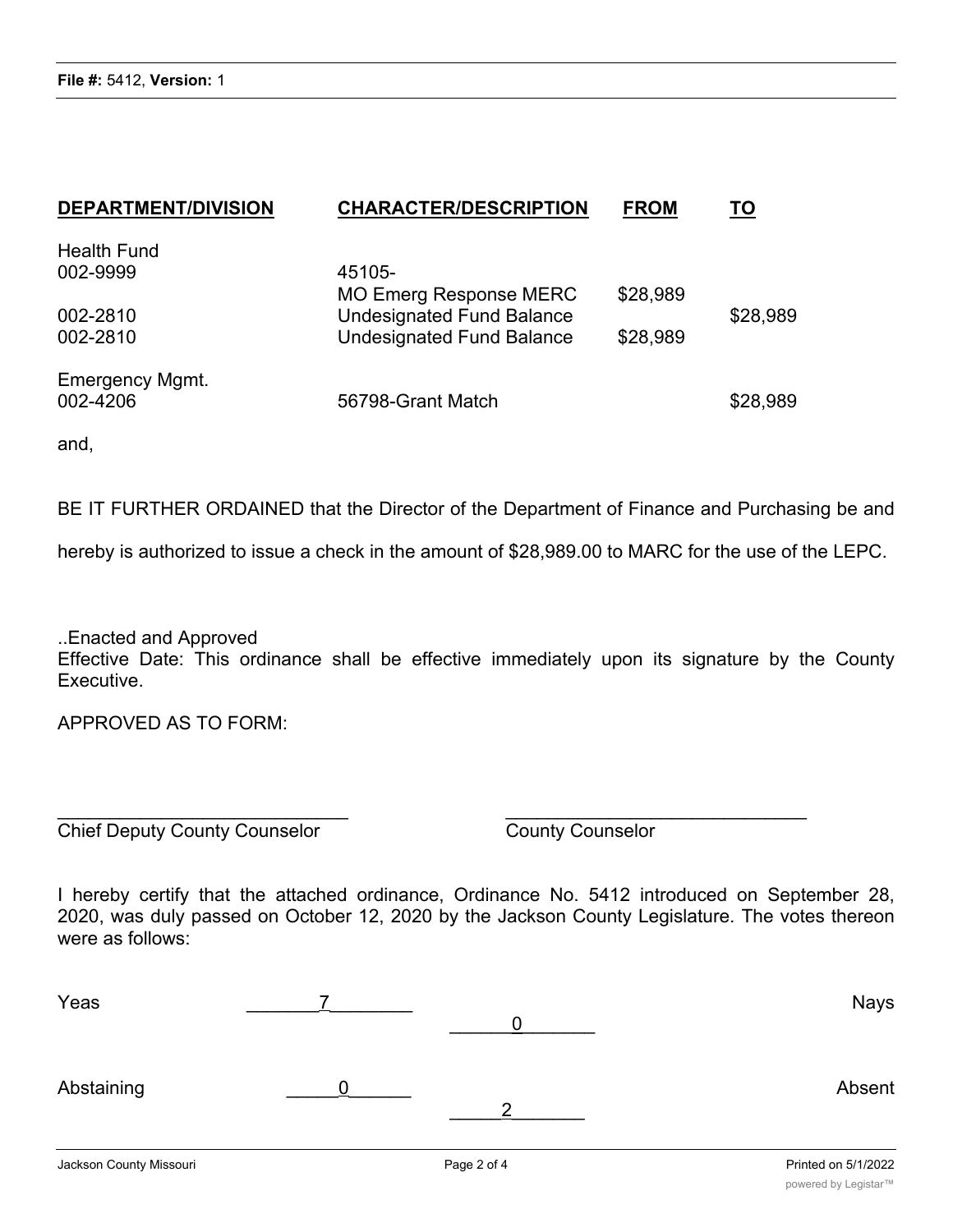**File #:** 5412, **Version:** 1

| **DEPARTMENT/DIVISION** | **CHARACTER/DESCRIPTION** | **FROM** | **TO** |
|---|---|---|---|
| Health Fund | | | |
| 002-9999 | 45105-<br>MO Emerg Response MERC | $28,989 | |
| 002-2810 | Undesignated Fund Balance | | $28,989 |
| 002-2810 | Undesignated Fund Balance | $28,989 | |
| Emergency Mgmt. | | | |
| 002-4206 | 56798-Grant Match | | $28,989 |

and,

BE IT FURTHER ORDAINED that the Director of the Department of Finance and Purchasing be and hereby is authorized to issue a check in the amount of $28,989.00 to MARC for the use of the LEPC.

..Enacted and Approved
Effective Date: This ordinance shall be effective immediately upon its signature by the County Executive.

APPROVED AS TO FORM:

_____________________________ Chief Deputy County Counselor

_____________________________ County Counselor

I hereby certify that the attached ordinance, Ordinance No. 5412 introduced on September 28, 2020, was duly passed on October 12, 2020 by the Jackson County Legislature. The votes thereon were as follows:

Yeas _______7________ Nays ______0_______

Abstaining _____0______ Absent _____2_______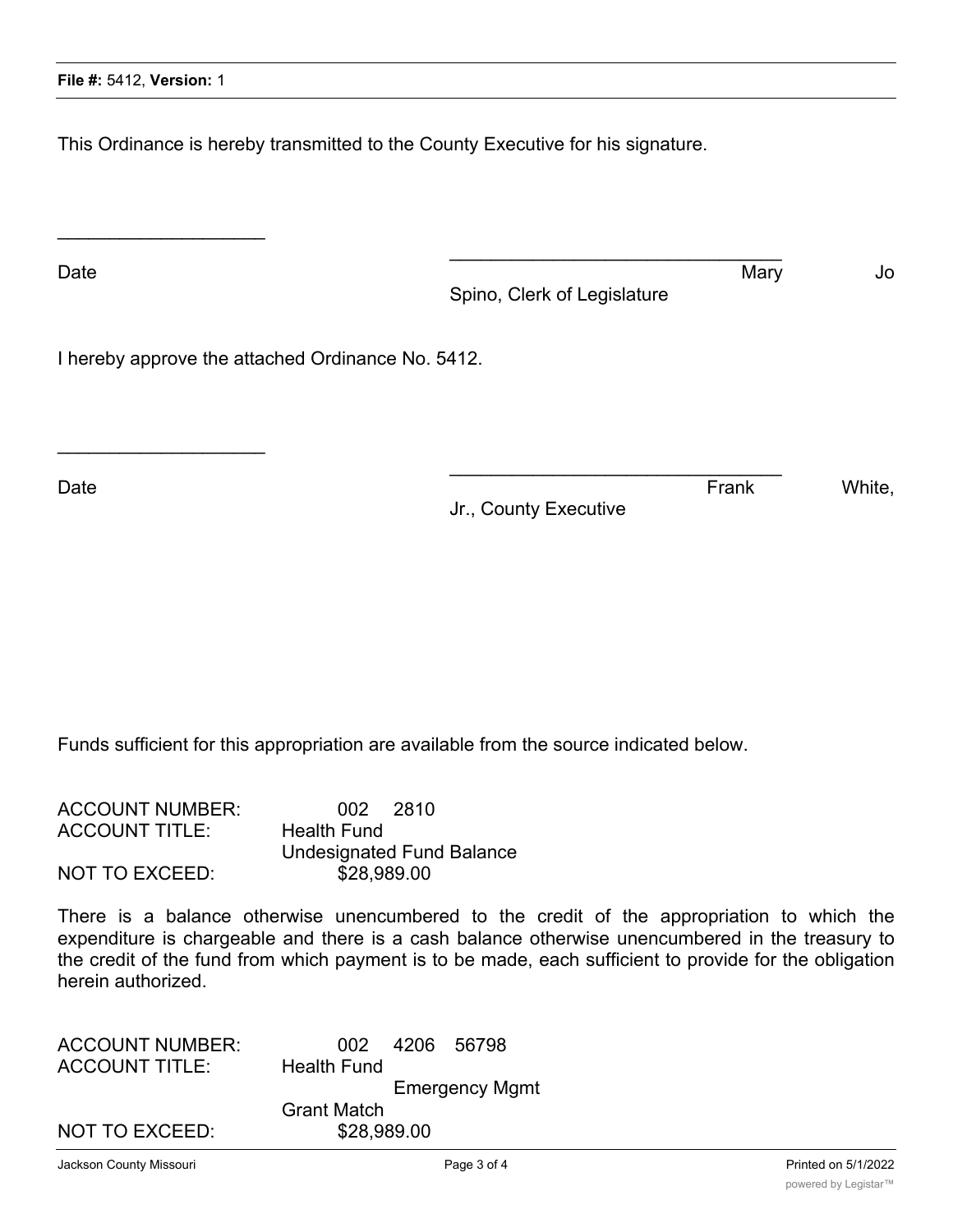This Ordinance is hereby transmitted to the County Executive for his signature.

____________________ ________________________________

Date Mary Jo Spino, Clerk of Legislature

I hereby approve the attached Ordinance No. 5412.

____________________ ________________________________

Date Frank White, Jr., County Executive

Funds sufficient for this appropriation are available from the source indicated below.

ACCOUNT NUMBER: 002 2810
ACCOUNT TITLE: Health Fund
Undesignated Fund Balance
NOT TO EXCEED: $28,989.00

There is a balance otherwise unencumbered to the credit of the appropriation to which the expenditure is chargeable and there is a cash balance otherwise unencumbered in the treasury to the credit of the fund from which payment is to be made, each sufficient to provide for the obligation herein authorized.

ACCOUNT NUMBER: 002 4206 56798
ACCOUNT TITLE: Health Fund
Emergency Mgmt
Grant Match
NOT TO EXCEED: $28,989.00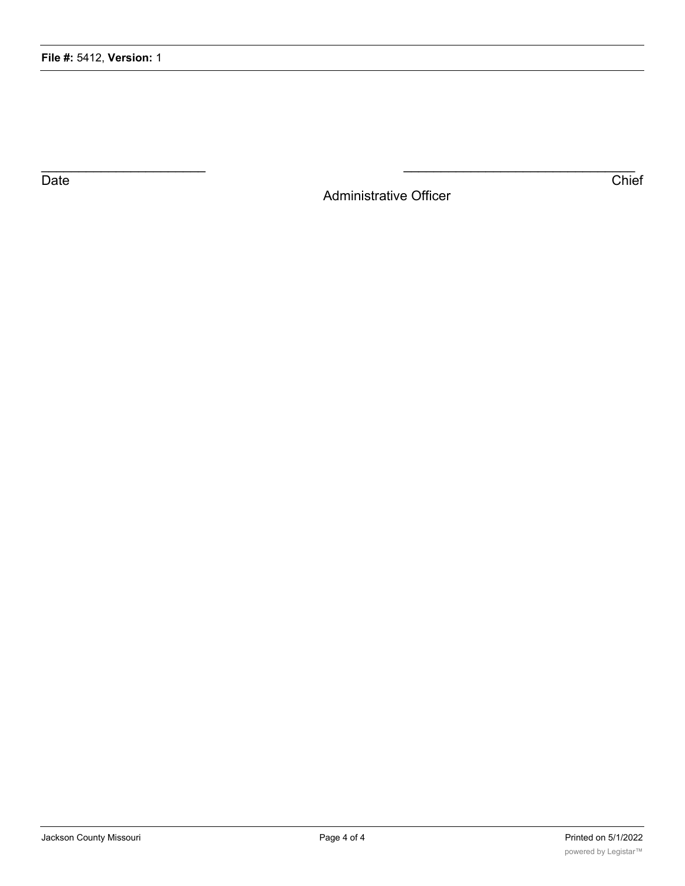_______________________ _________________________________

Date Chief Administrative Officer